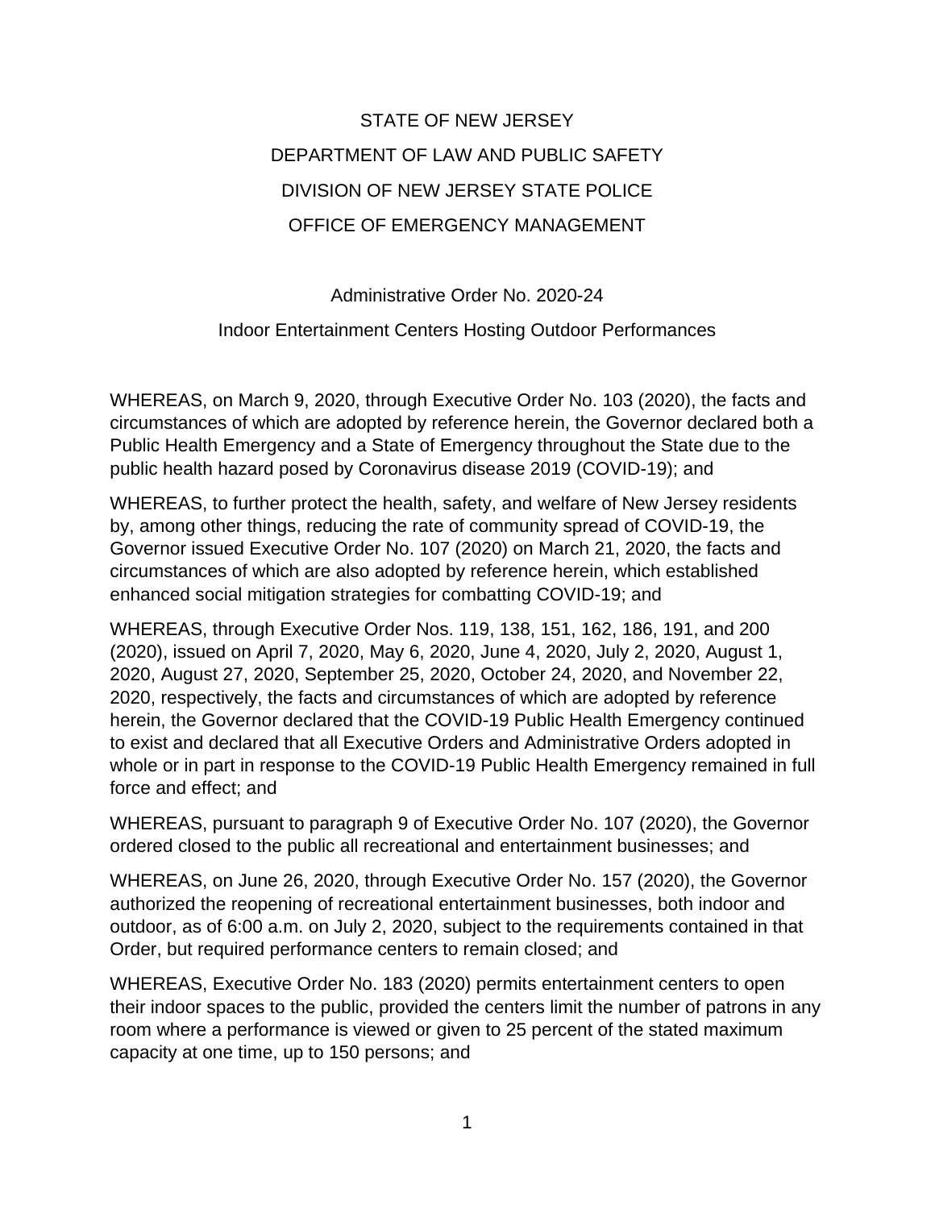# STATE OF NEW JERSEY

# DEPARTMENT OF LAW AND PUBLIC SAFETY

# DIVISION OF NEW JERSEY STATE POLICE

# OFFICE OF EMERGENCY MANAGEMENT

## Administrative Order No. 2020-24

## Indoor Entertainment Centers Hosting Outdoor Performances

WHEREAS, on March 9, 2020, through Executive Order No. 103 (2020), the facts and circumstances of which are adopted by reference herein, the Governor declared both a Public Health Emergency and a State of Emergency throughout the State due to the public health hazard posed by Coronavirus disease 2019 (COVID-19); and

WHEREAS, to further protect the health, safety, and welfare of New Jersey residents by, among other things, reducing the rate of community spread of COVID-19, the Governor issued Executive Order No. 107 (2020) on March 21, 2020, the facts and circumstances of which are also adopted by reference herein, which established enhanced social mitigation strategies for combatting COVID-19; and

WHEREAS, through Executive Order Nos. 119, 138, 151, 162, 186, 191, and 200 (2020), issued on April 7, 2020, May 6, 2020, June 4, 2020, July 2, 2020, August 1, 2020, August 27, 2020, September 25, 2020, October 24, 2020, and November 22, 2020, respectively, the facts and circumstances of which are adopted by reference herein, the Governor declared that the COVID-19 Public Health Emergency continued to exist and declared that all Executive Orders and Administrative Orders adopted in whole or in part in response to the COVID-19 Public Health Emergency remained in full force and effect; and

WHEREAS, pursuant to paragraph 9 of Executive Order No. 107 (2020), the Governor ordered closed to the public all recreational and entertainment businesses; and

WHEREAS, on June 26, 2020, through Executive Order No. 157 (2020), the Governor authorized the reopening of recreational entertainment businesses, both indoor and outdoor, as of 6:00 a.m. on July 2, 2020, subject to the requirements contained in that Order, but required performance centers to remain closed; and

WHEREAS, Executive Order No. 183 (2020) permits entertainment centers to open their indoor spaces to the public, provided the centers limit the number of patrons in any room where a performance is viewed or given to 25 percent of the stated maximum capacity at one time, up to 150 persons; and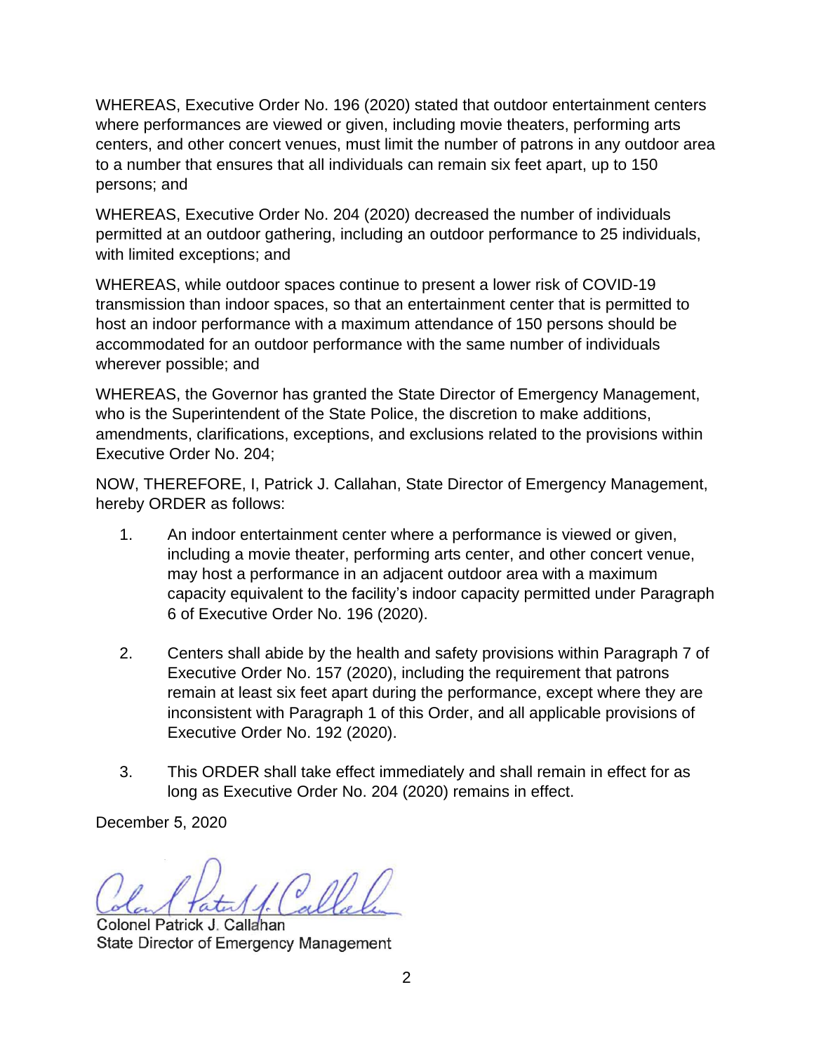WHEREAS, Executive Order No. 196 (2020) stated that outdoor entertainment centers where performances are viewed or given, including movie theaters, performing arts centers, and other concert venues, must limit the number of patrons in any outdoor area to a number that ensures that all individuals can remain six feet apart, up to 150 persons; and

WHEREAS, Executive Order No. 204 (2020) decreased the number of individuals permitted at an outdoor gathering, including an outdoor performance to 25 individuals, with limited exceptions; and

WHEREAS, while outdoor spaces continue to present a lower risk of COVID-19 transmission than indoor spaces, so that an entertainment center that is permitted to host an indoor performance with a maximum attendance of 150 persons should be accommodated for an outdoor performance with the same number of individuals wherever possible; and

WHEREAS, the Governor has granted the State Director of Emergency Management, who is the Superintendent of the State Police, the discretion to make additions, amendments, clarifications, exceptions, and exclusions related to the provisions within Executive Order No. 204;

NOW, THEREFORE, I, Patrick J. Callahan, State Director of Emergency Management, hereby ORDER as follows:

1. An indoor entertainment center where a performance is viewed or given, including a movie theater, performing arts center, and other concert venue, may host a performance in an adjacent outdoor area with a maximum capacity equivalent to the facility's indoor capacity permitted under Paragraph 6 of Executive Order No. 196 (2020).

2. Centers shall abide by the health and safety provisions within Paragraph 7 of Executive Order No. 157 (2020), including the requirement that patrons remain at least six feet apart during the performance, except where they are inconsistent with Paragraph 1 of this Order, and all applicable provisions of Executive Order No. 192 (2020).

3. This ORDER shall take effect immediately and shall remain in effect for as long as Executive Order No. 204 (2020) remains in effect.

December 5, 2020

Colonel Patrick J. Callahan
State Director of Emergency Management